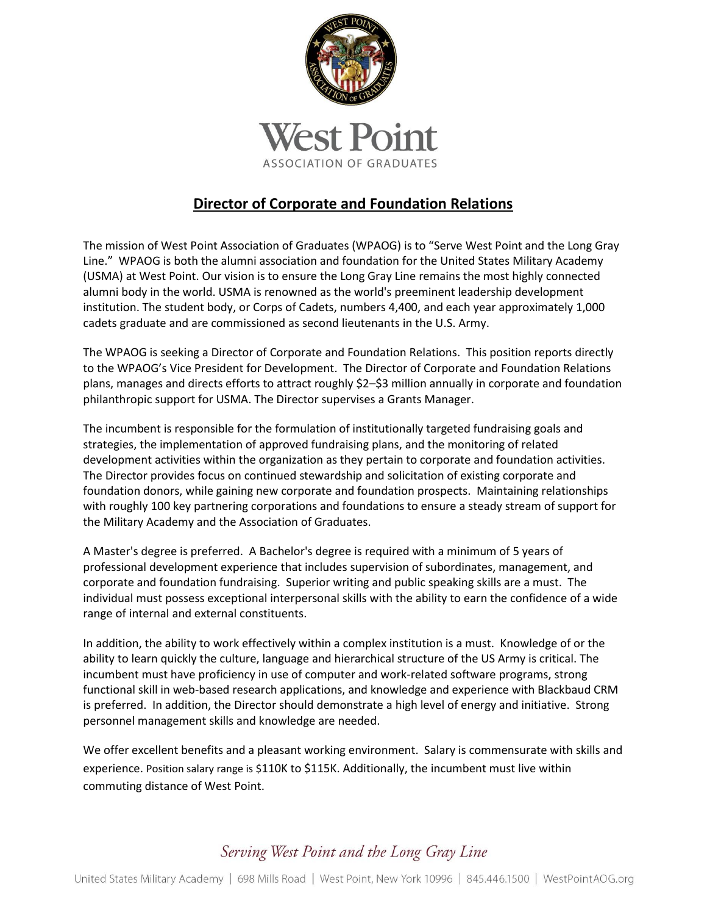West Point

ASSOCIATION OF GRADUATES

# Director of Corporate and Foundation Relations

The mission of West Point Association of Graduates (WPAOG) is to "Serve West Point and the Long Gray Line." WPAOG is both the alumni association and foundation for the United States Military Academy (USMA) at West Point. Our vision is to ensure the Long Gray Line remains the most highly connected alumni body in the world. USMA is renowned as the world's preeminent leadership development institution. The student body, or Corps of Cadets, numbers 4,400, and each year approximately 1,000 cadets graduate and are commissioned as second lieutenants in the U.S. Army.

The WPAOG is seeking a Director of Corporate and Foundation Relations. This position reports directly to the WPAOG's Vice President for Development. The Director of Corporate and Foundation Relations plans, manages and directs efforts to attract roughly $2–$3 million annually in corporate and foundation philanthropic support for USMA. The Director supervises a Grants Manager.

The incumbent is responsible for the formulation of institutionally targeted fundraising goals and strategies, the implementation of approved fundraising plans, and the monitoring of related development activities within the organization as they pertain to corporate and foundation activities. The Director provides focus on continued stewardship and solicitation of existing corporate and foundation donors, while gaining new corporate and foundation prospects. Maintaining relationships with roughly 100 key partnering corporations and foundations to ensure a steady stream of support for the Military Academy and the Association of Graduates.

A Master's degree is preferred. A Bachelor's degree is required with a minimum of 5 years of professional development experience that includes supervision of subordinates, management, and corporate and foundation fundraising. Superior writing and public speaking skills are a must. The individual must possess exceptional interpersonal skills with the ability to earn the confidence of a wide range of internal and external constituents.

In addition, the ability to work effectively within a complex institution is a must. Knowledge of or the ability to learn quickly the culture, language and hierarchical structure of the US Army is critical. The incumbent must have proficiency in use of computer and work-related software programs, strong functional skill in web-based research applications, and knowledge and experience with Blackbaud CRM is preferred. In addition, the Director should demonstrate a high level of energy and initiative. Strong personnel management skills and knowledge are needed.

We offer excellent benefits and a pleasant working environment. Salary is commensurate with skills and experience. Position salary range is $110K to $115K. Additionally, the incumbent must live within commuting distance of West Point.

*Serving West Point and the Long Gray Line*

United States Military Academy | 698 Mills Road | West Point, New York 10996 | 845.446.1500 | WestPointAOG.org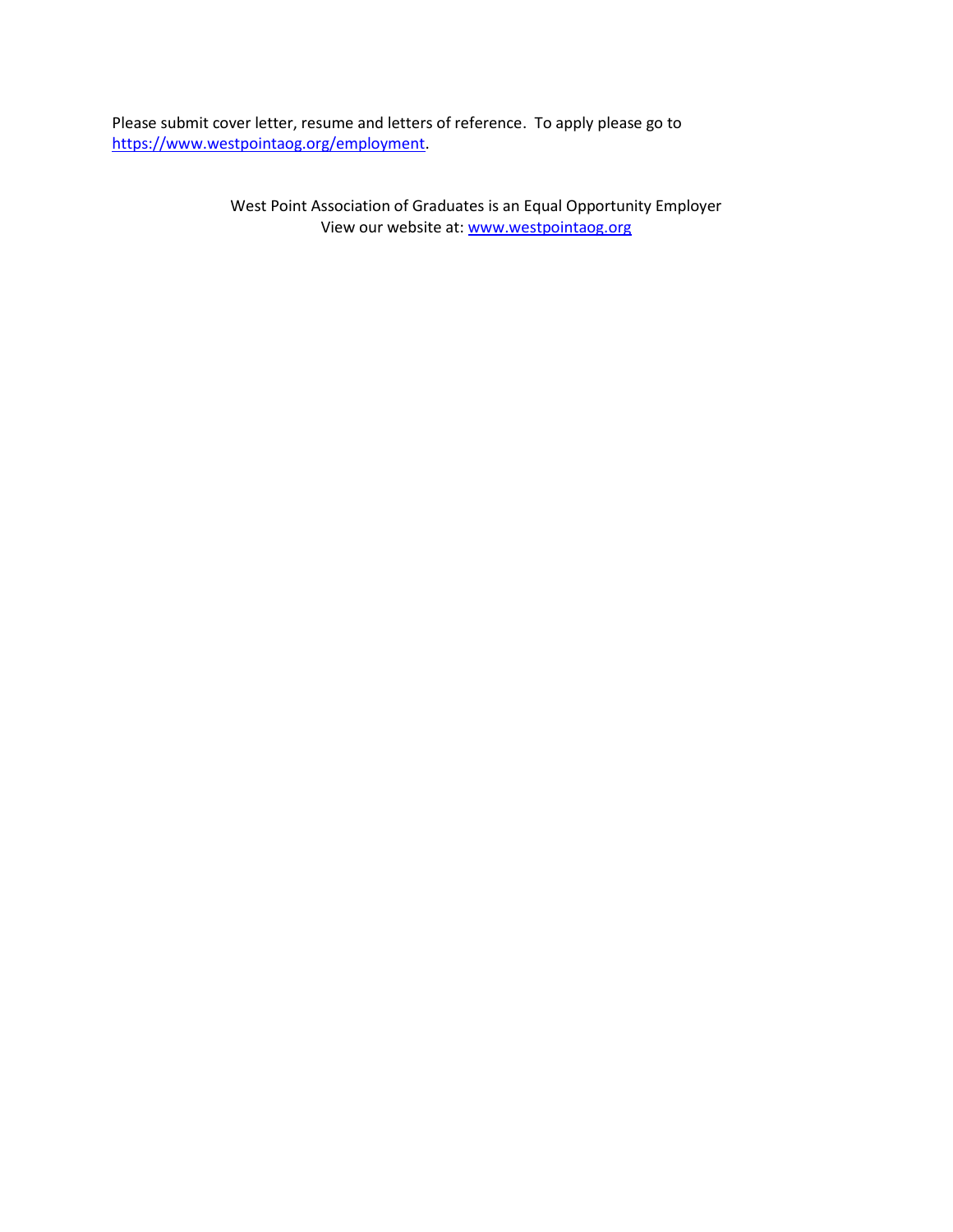Please submit cover letter, resume and letters of reference. To apply please go to https://www.westpointaog.org/employment.

West Point Association of Graduates is an Equal Opportunity Employer
View our website at: www.westpointaog.org